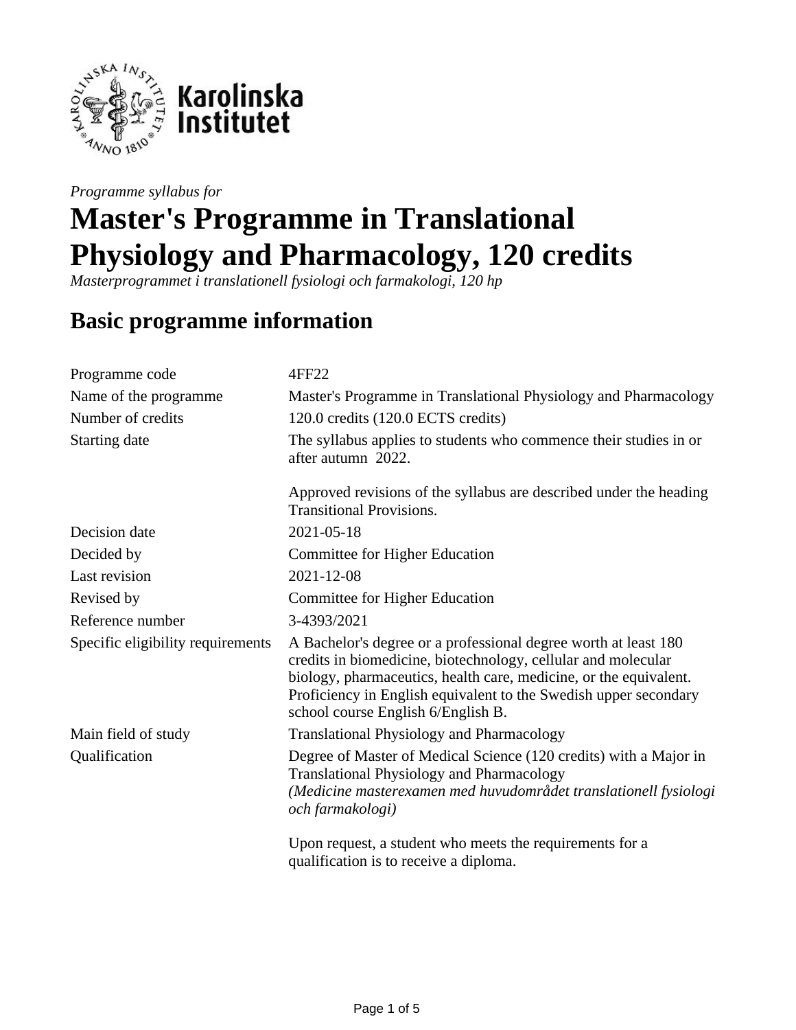*Programme syllabus for*

# Master's Programme in Translational Physiology and Pharmacology, 120 credits

*Masterprogrammet i translationell fysiologi och farmakologi, 120 hp*

## Basic programme information

| | |
|---|---|
| Programme code | 4FF22 |
| Name of the programme | Master's Programme in Translational Physiology and Pharmacology |
| Number of credits | 120.0 credits (120.0 ECTS credits) |
| Starting date | The syllabus applies to students who commence their studies in or after autumn 2022.<br><br>Approved revisions of the syllabus are described under the heading Transitional Provisions. |
| Decision date | 2021-05-18 |
| Decided by | Committee for Higher Education |
| Last revision | 2021-12-08 |
| Revised by | Committee for Higher Education |
| Reference number | 3-4393/2021 |
| Specific eligibility requirements | A Bachelor's degree or a professional degree worth at least 180 credits in biomedicine, biotechnology, cellular and molecular biology, pharmaceutics, health care, medicine, or the equivalent. Proficiency in English equivalent to the Swedish upper secondary school course English 6/English B. |
| Main field of study | Translational Physiology and Pharmacology |
| Qualification | Degree of Master of Medical Science (120 credits) with a Major in Translational Physiology and Pharmacology<br>*(Medicine masterexamen med huvudområdet translationell fysiologi och farmakologi)*<br><br>Upon request, a student who meets the requirements for a qualification is to receive a diploma. |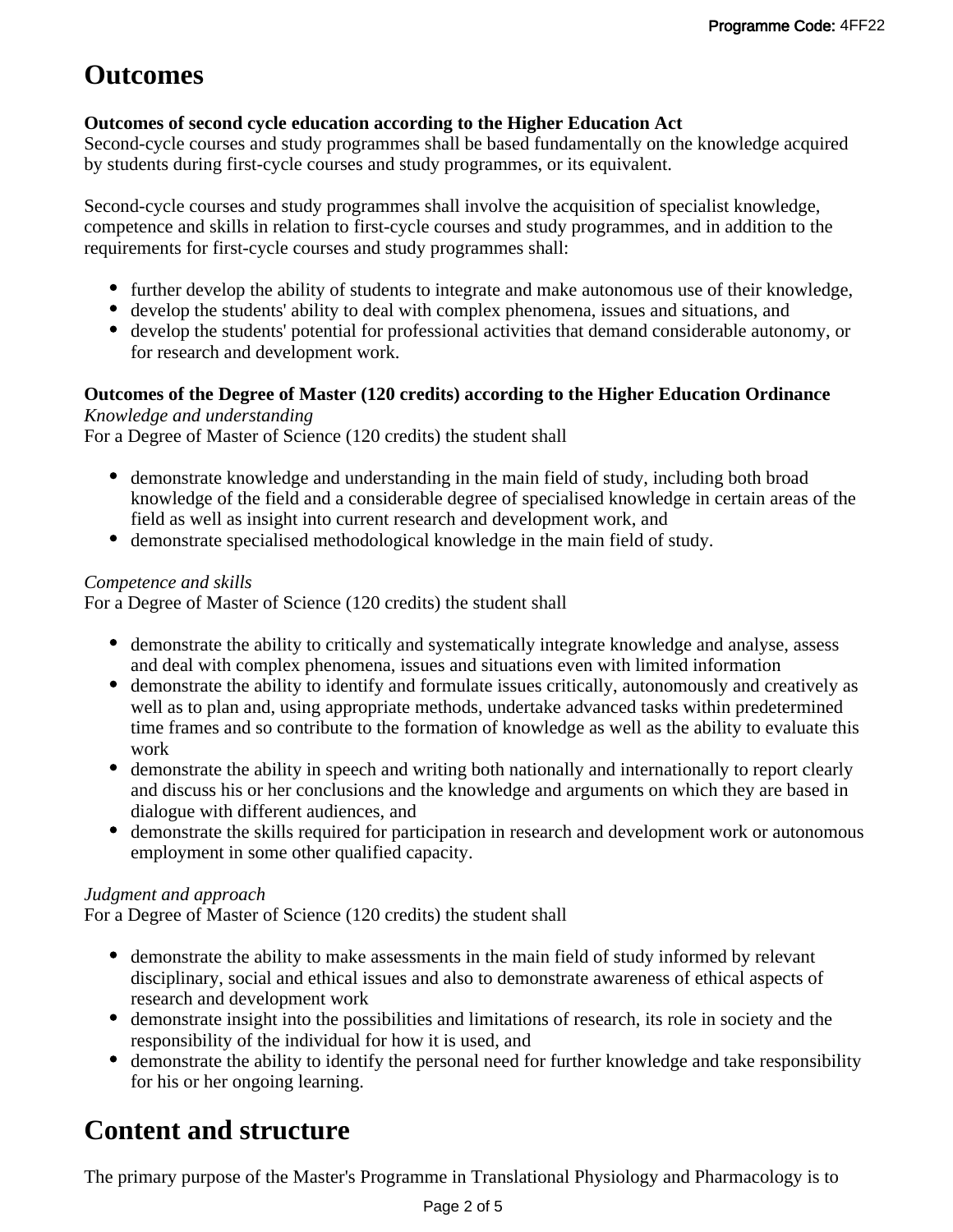# Outcomes

**Outcomes of second cycle education according to the Higher Education Act**
Second-cycle courses and study programmes shall be based fundamentally on the knowledge acquired by students during first-cycle courses and study programmes, or its equivalent.

Second-cycle courses and study programmes shall involve the acquisition of specialist knowledge, competence and skills in relation to first-cycle courses and study programmes, and in addition to the requirements for first-cycle courses and study programmes shall:

- further develop the ability of students to integrate and make autonomous use of their knowledge,
- develop the students' ability to deal with complex phenomena, issues and situations, and
- develop the students' potential for professional activities that demand considerable autonomy, or for research and development work.

**Outcomes of the Degree of Master (120 credits) according to the Higher Education Ordinance**
*Knowledge and understanding*
For a Degree of Master of Science (120 credits) the student shall

- demonstrate knowledge and understanding in the main field of study, including both broad knowledge of the field and a considerable degree of specialised knowledge in certain areas of the field as well as insight into current research and development work, and
- demonstrate specialised methodological knowledge in the main field of study.

*Competence and skills*
For a Degree of Master of Science (120 credits) the student shall

- demonstrate the ability to critically and systematically integrate knowledge and analyse, assess and deal with complex phenomena, issues and situations even with limited information
- demonstrate the ability to identify and formulate issues critically, autonomously and creatively as well as to plan and, using appropriate methods, undertake advanced tasks within predetermined time frames and so contribute to the formation of knowledge as well as the ability to evaluate this work
- demonstrate the ability in speech and writing both nationally and internationally to report clearly and discuss his or her conclusions and the knowledge and arguments on which they are based in dialogue with different audiences, and
- demonstrate the skills required for participation in research and development work or autonomous employment in some other qualified capacity.

*Judgment and approach*
For a Degree of Master of Science (120 credits) the student shall

- demonstrate the ability to make assessments in the main field of study informed by relevant disciplinary, social and ethical issues and also to demonstrate awareness of ethical aspects of research and development work
- demonstrate insight into the possibilities and limitations of research, its role in society and the responsibility of the individual for how it is used, and
- demonstrate the ability to identify the personal need for further knowledge and take responsibility for his or her ongoing learning.

# Content and structure

The primary purpose of the Master's Programme in Translational Physiology and Pharmacology is to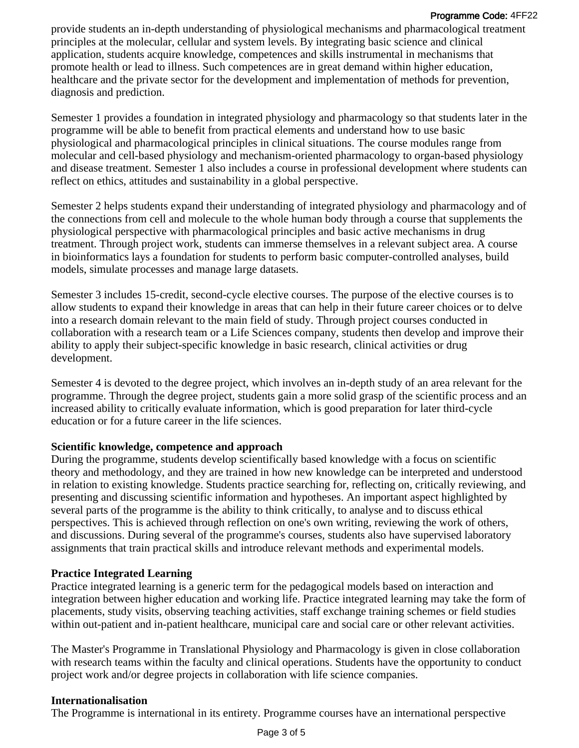provide students an in-depth understanding of physiological mechanisms and pharmacological treatment principles at the molecular, cellular and system levels. By integrating basic science and clinical application, students acquire knowledge, competences and skills instrumental in mechanisms that promote health or lead to illness. Such competences are in great demand within higher education, healthcare and the private sector for the development and implementation of methods for prevention, diagnosis and prediction.

Semester 1 provides a foundation in integrated physiology and pharmacology so that students later in the programme will be able to benefit from practical elements and understand how to use basic physiological and pharmacological principles in clinical situations. The course modules range from molecular and cell-based physiology and mechanism-oriented pharmacology to organ-based physiology and disease treatment. Semester 1 also includes a course in professional development where students can reflect on ethics, attitudes and sustainability in a global perspective.

Semester 2 helps students expand their understanding of integrated physiology and pharmacology and of the connections from cell and molecule to the whole human body through a course that supplements the physiological perspective with pharmacological principles and basic active mechanisms in drug treatment. Through project work, students can immerse themselves in a relevant subject area. A course in bioinformatics lays a foundation for students to perform basic computer-controlled analyses, build models, simulate processes and manage large datasets.

Semester 3 includes 15-credit, second-cycle elective courses. The purpose of the elective courses is to allow students to expand their knowledge in areas that can help in their future career choices or to delve into a research domain relevant to the main field of study. Through project courses conducted in collaboration with a research team or a Life Sciences company, students then develop and improve their ability to apply their subject-specific knowledge in basic research, clinical activities or drug development.

Semester 4 is devoted to the degree project, which involves an in-depth study of an area relevant for the programme. Through the degree project, students gain a more solid grasp of the scientific process and an increased ability to critically evaluate information, which is good preparation for later third-cycle education or for a future career in the life sciences.

**Scientific knowledge, competence and approach**
During the programme, students develop scientifically based knowledge with a focus on scientific theory and methodology, and they are trained in how new knowledge can be interpreted and understood in relation to existing knowledge. Students practice searching for, reflecting on, critically reviewing, and presenting and discussing scientific information and hypotheses. An important aspect highlighted by several parts of the programme is the ability to think critically, to analyse and to discuss ethical perspectives. This is achieved through reflection on one's own writing, reviewing the work of others, and discussions. During several of the programme's courses, students also have supervised laboratory assignments that train practical skills and introduce relevant methods and experimental models.

**Practice Integrated Learning**
Practice integrated learning is a generic term for the pedagogical models based on interaction and integration between higher education and working life. Practice integrated learning may take the form of placements, study visits, observing teaching activities, staff exchange training schemes or field studies within out-patient and in-patient healthcare, municipal care and social care or other relevant activities.

The Master's Programme in Translational Physiology and Pharmacology is given in close collaboration with research teams within the faculty and clinical operations. Students have the opportunity to conduct project work and/or degree projects in collaboration with life science companies.

**Internationalisation**
The Programme is international in its entirety. Programme courses have an international perspective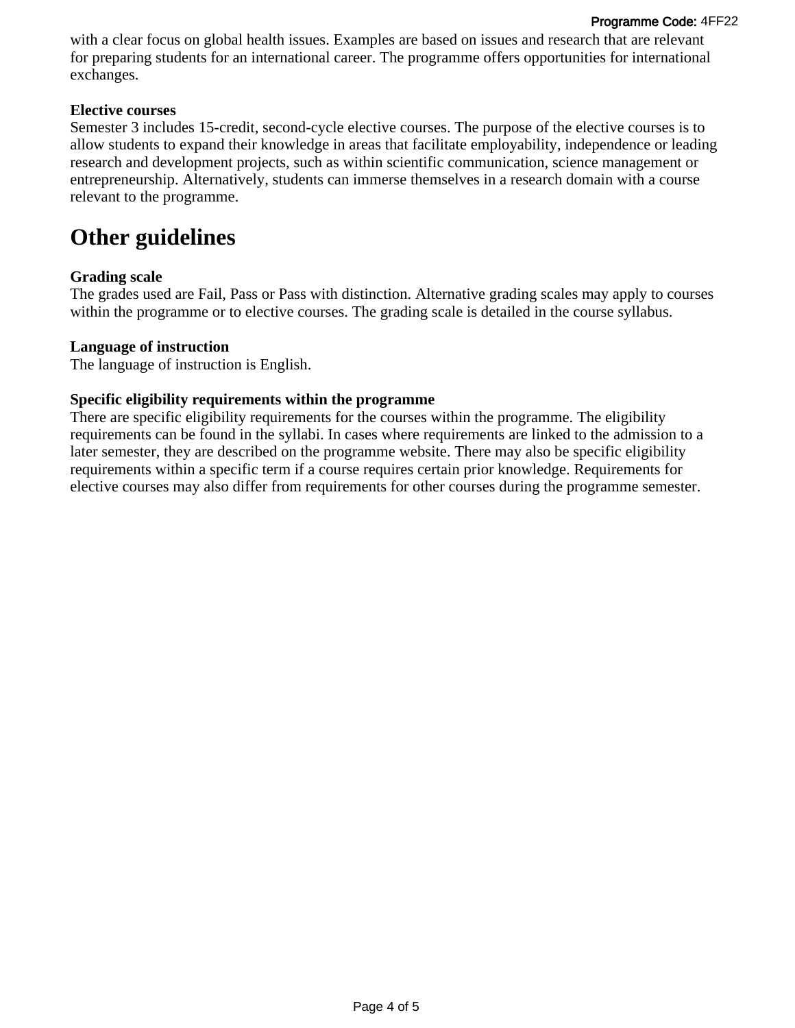with a clear focus on global health issues. Examples are based on issues and research that are relevant for preparing students for an international career. The programme offers opportunities for international exchanges.

**Elective courses**
Semester 3 includes 15-credit, second-cycle elective courses. The purpose of the elective courses is to allow students to expand their knowledge in areas that facilitate employability, independence or leading research and development projects, such as within scientific communication, science management or entrepreneurship. Alternatively, students can immerse themselves in a research domain with a course relevant to the programme.

# Other guidelines

**Grading scale**
The grades used are Fail, Pass or Pass with distinction. Alternative grading scales may apply to courses within the programme or to elective courses. The grading scale is detailed in the course syllabus.

**Language of instruction**
The language of instruction is English.

**Specific eligibility requirements within the programme**
There are specific eligibility requirements for the courses within the programme. The eligibility requirements can be found in the syllabi. In cases where requirements are linked to the admission to a later semester, they are described on the programme website. There may also be specific eligibility requirements within a specific term if a course requires certain prior knowledge. Requirements for elective courses may also differ from requirements for other courses during the programme semester.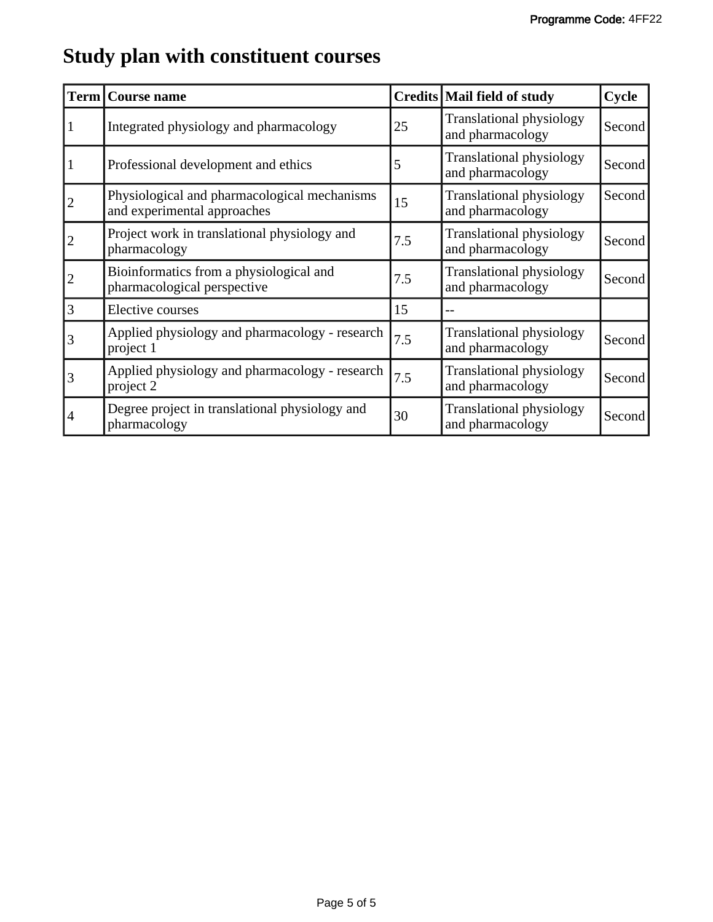Programme Code: 4FF22

# Study plan with constituent courses

| Term | Course name | Credits | Mail field of study | Cycle |
| --- | --- | --- | --- | --- |
| 1 | Integrated physiology and pharmacology | 25 | Translational physiology and pharmacology | Second |
| 1 | Professional development and ethics | 5 | Translational physiology and pharmacology | Second |
| 2 | Physiological and pharmacological mechanisms and experimental approaches | 15 | Translational physiology and pharmacology | Second |
| 2 | Project work in translational physiology and pharmacology | 7.5 | Translational physiology and pharmacology | Second |
| 2 | Bioinformatics from a physiological and pharmacological perspective | 7.5 | Translational physiology and pharmacology | Second |
| 3 | Elective courses | 15 | -- | |
| 3 | Applied physiology and pharmacology - research project 1 | 7.5 | Translational physiology and pharmacology | Second |
| 3 | Applied physiology and pharmacology - research project 2 | 7.5 | Translational physiology and pharmacology | Second |
| 4 | Degree project in translational physiology and pharmacology | 30 | Translational physiology and pharmacology | Second |